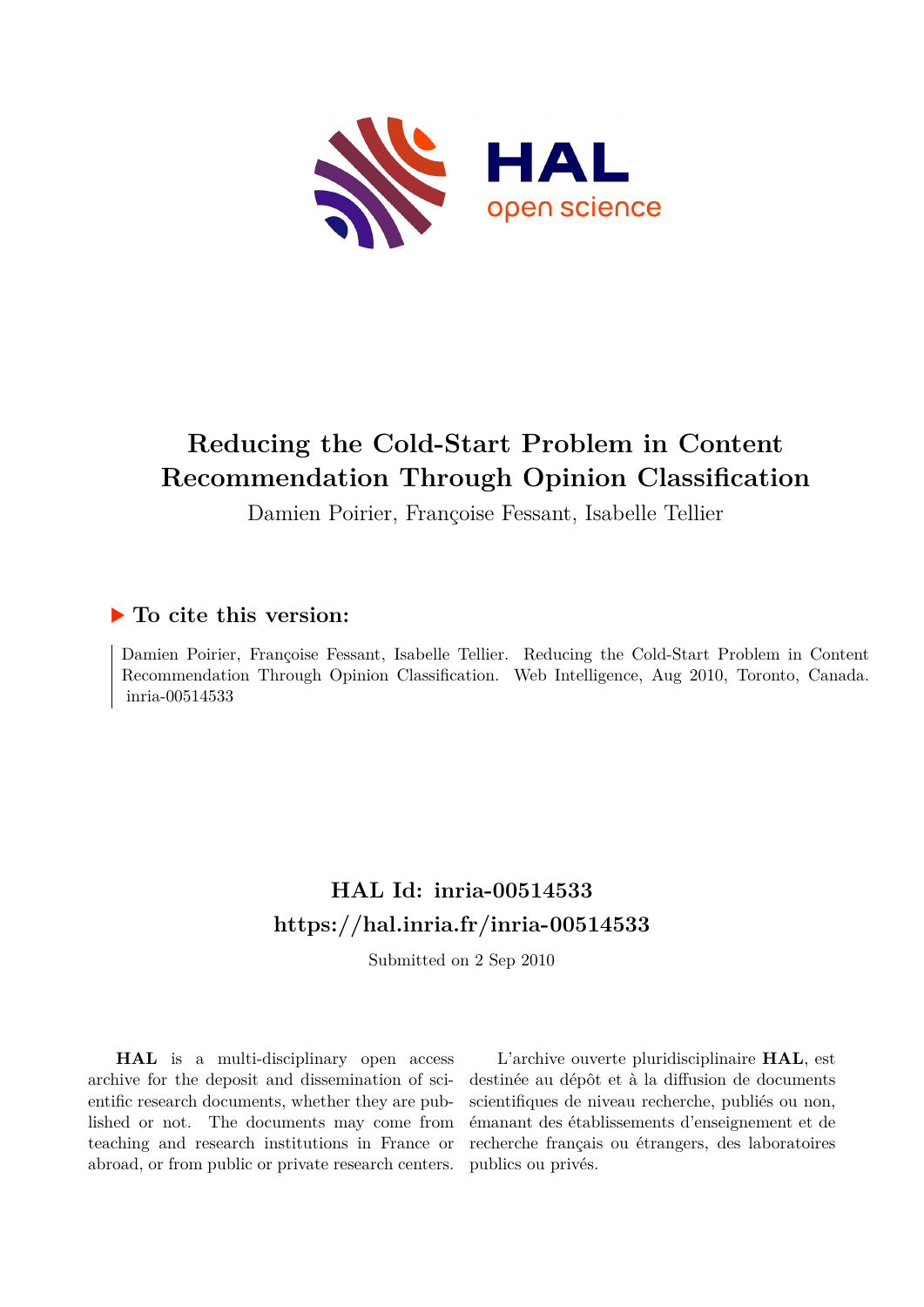# Reducing the Cold-Start Problem in Content Recommendation Through Opinion Classification

Damien Poirier, Françoise Fessant, Isabelle Tellier

## ▶ To cite this version:

Damien Poirier, Françoise Fessant, Isabelle Tellier. Reducing the Cold-Start Problem in Content Recommendation Through Opinion Classification. Web Intelligence, Aug 2010, Toronto, Canada. inria-00514533

## HAL Id: inria-00514533
## https://hal.inria.fr/inria-00514533

Submitted on 2 Sep 2010

**HAL** is a multi-disciplinary open access archive for the deposit and dissemination of scientific research documents, whether they are published or not. The documents may come from teaching and research institutions in France or abroad, or from public or private research centers.

L'archive ouverte pluridisciplinaire **HAL**, est destinée au dépôt et à la diffusion de documents scientifiques de niveau recherche, publiés ou non, émanant des établissements d'enseignement et de recherche français ou étrangers, des laboratoires publics ou privés.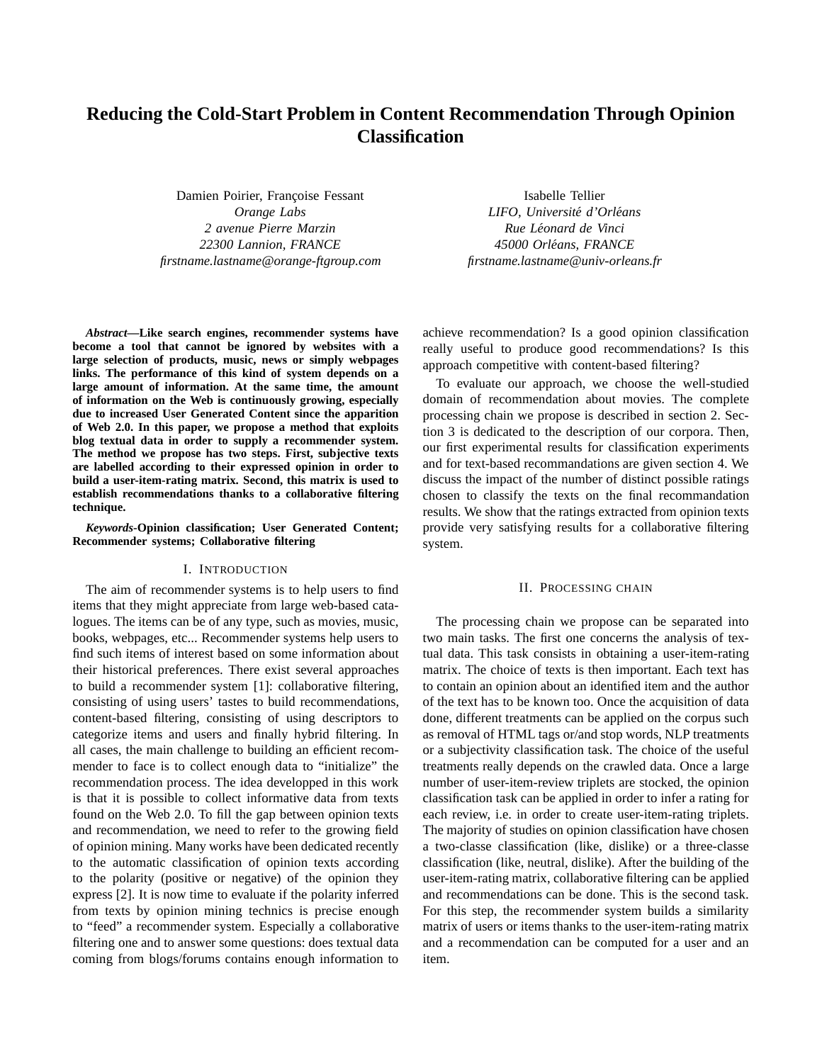# Reducing the Cold-Start Problem in Content Recommendation Through Opinion Classification

Damien Poirier, Françoise Fessant
*Orange Labs*
*2 avenue Pierre Marzin*
*22300 Lannion, FRANCE*
*firstname.lastname@orange-ftgroup.com*

Isabelle Tellier
*LIFO, Université d'Orléans*
*Rue Léonard de Vinci*
*45000 Orléans, FRANCE*
*firstname.lastname@univ-orleans.fr*

***Abstract*—Like search engines, recommender systems have become a tool that cannot be ignored by websites with a large selection of products, music, news or simply webpages links. The performance of this kind of system depends on a large amount of information. At the same time, the amount of information on the Web is continuously growing, especially due to increased User Generated Content since the apparition of Web 2.0. In this paper, we propose a method that exploits blog textual data in order to supply a recommender system. The method we propose has two steps. First, subjective texts are labelled according to their expressed opinion in order to build a user-item-rating matrix. Second, this matrix is used to establish recommendations thanks to a collaborative filtering technique.**

***Keywords*-Opinion classification; User Generated Content; Recommender systems; Collaborative filtering**

## I. Introduction

The aim of recommender systems is to help users to find items that they might appreciate from large web-based catalogues. The items can be of any type, such as movies, music, books, webpages, etc... Recommender systems help users to find such items of interest based on some information about their historical preferences. There exist several approaches to build a recommender system [1]: collaborative filtering, consisting of using users' tastes to build recommendations, content-based filtering, consisting of using descriptors to categorize items and users and finally hybrid filtering. In all cases, the main challenge to building an efficient recommender to face is to collect enough data to "initialize" the recommendation process. The idea developped in this work is that it is possible to collect informative data from texts found on the Web 2.0. To fill the gap between opinion texts and recommendation, we need to refer to the growing field of opinion mining. Many works have been dedicated recently to the automatic classification of opinion texts according to the polarity (positive or negative) of the opinion they express [2]. It is now time to evaluate if the polarity inferred from texts by opinion mining technics is precise enough to "feed" a recommender system. Especially a collaborative filtering one and to answer some questions: does textual data coming from blogs/forums contains enough information to achieve recommendation? Is a good opinion classification really useful to produce good recommendations? Is this approach competitive with content-based filtering?

To evaluate our approach, we choose the well-studied domain of recommendation about movies. The complete processing chain we propose is described in section 2. Section 3 is dedicated to the description of our corpora. Then, our first experimental results for classification experiments and for text-based recommandations are given section 4. We discuss the impact of the number of distinct possible ratings chosen to classify the texts on the final recommandation results. We show that the ratings extracted from opinion texts provide very satisfying results for a collaborative filtering system.

## II. Processing chain

The processing chain we propose can be separated into two main tasks. The first one concerns the analysis of textual data. This task consists in obtaining a user-item-rating matrix. The choice of texts is then important. Each text has to contain an opinion about an identified item and the author of the text has to be known too. Once the acquisition of data done, different treatments can be applied on the corpus such as removal of HTML tags or/and stop words, NLP treatments or a subjectivity classification task. The choice of the useful treatments really depends on the crawled data. Once a large number of user-item-review triplets are stocked, the opinion classification task can be applied in order to infer a rating for each review, i.e. in order to create user-item-rating triplets. The majority of studies on opinion classification have chosen a two-classe classification (like, dislike) or a three-classe classification (like, neutral, dislike). After the building of the user-item-rating matrix, collaborative filtering can be applied and recommendations can be done. This is the second task. For this step, the recommender system builds a similarity matrix of users or items thanks to the user-item-rating matrix and a recommendation can be computed for a user and an item.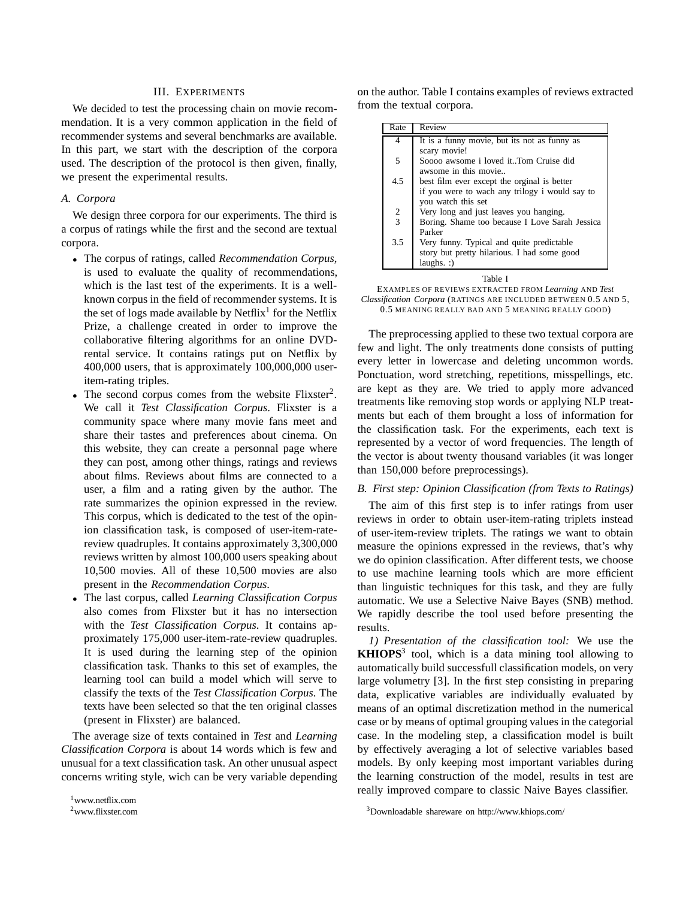## III. Experiments

We decided to test the processing chain on movie recommendation. It is a very common application in the field of recommender systems and several benchmarks are available. In this part, we start with the description of the corpora used. The description of the protocol is then given, finally, we present the experimental results.

### A. Corpora

We design three corpora for our experiments. The third is a corpus of ratings while the first and the second are textual corpora.

- The corpus of ratings, called *Recommendation Corpus*, is used to evaluate the quality of recommendations, which is the last test of the experiments. It is a well-known corpus in the field of recommender systems. It is the set of logs made available by Netflix[1] for the Netflix Prize, a challenge created in order to improve the collaborative filtering algorithms for an online DVD-rental service. It contains ratings put on Netflix by 400,000 users, that is approximately 100,000,000 user-item-rating triples.
- The second corpus comes from the website Flixster[2]. We call it *Test Classification Corpus*. Flixster is a community space where many movie fans meet and share their tastes and preferences about cinema. On this website, they can create a personnal page where they can post, among other things, ratings and reviews about films. Reviews about films are connected to a user, a film and a rating given by the author. The rate summarizes the opinion expressed in the review. This corpus, which is dedicated to the test of the opinion classification task, is composed of user-item-rate-review quadruples. It contains approximately 3,300,000 reviews written by almost 100,000 users speaking about 10,500 movies. All of these 10,500 movies are also present in the *Recommendation Corpus*.
- The last corpus, called *Learning Classification Corpus* also comes from Flixster but it has no intersection with the *Test Classification Corpus*. It contains approximately 175,000 user-item-rate-review quadruples. It is used during the learning step of the opinion classification task. Thanks to this set of examples, the learning tool can build a model which will serve to classify the texts of the *Test Classification Corpus*. The texts have been selected so that the ten original classes (present in Flixster) are balanced.

The average size of texts contained in *Test* and *Learning Classification Corpora* is about 14 words which is few and unusual for a text classification task. An other unusual aspect concerns writing style, wich can be very variable depending on the author. Table I contains examples of reviews extracted from the textual corpora.

| Rate | Review |
|---|---|
| 4 | It is a funny movie, but its not as funny as scary movie! |
| 5 | Soooo awsome i loved it..Tom Cruise did awsome in this movie.. |
| 4.5 | best film ever except the orginal is better if you were to wach any trilogy i would say to you watch this set |
| 2 | Very long and just leaves you hanging. |
| 3 | Boring. Shame too because I Love Sarah Jessica Parker |
| 3.5 | Very funny. Typical and quite predictable story but pretty hilarious. I had some good laughs. :) |

Table I

Examples of reviews extracted from *Learning* and *Test Classification Corpora* (ratings are included between 0.5 and 5, 0.5 meaning really bad and 5 meaning really good)

The preprocessing applied to these two textual corpora are few and light. The only treatments done consists of putting every letter in lowercase and deleting uncommon words. Ponctuation, word stretching, repetitions, misspellings, etc. are kept as they are. We tried to apply more advanced treatments like removing stop words or applying NLP treatments but each of them brought a loss of information for the classification task. For the experiments, each text is represented by a vector of word frequencies. The length of the vector is about twenty thousand variables (it was longer than 150,000 before preprocessings).

### B. First step: Opinion Classification (from Texts to Ratings)

The aim of this first step is to infer ratings from user reviews in order to obtain user-item-rating triplets instead of user-item-review triplets. The ratings we want to obtain measure the opinions expressed in the reviews, that's why we do opinion classification. After different tests, we choose to use machine learning tools which are more efficient than linguistic techniques for this task, and they are fully automatic. We use a Selective Naive Bayes (SNB) method. We rapidly describe the tool used before presenting the results.

*1) Presentation of the classification tool:* We use the **KHIOPS**[3] tool, which is a data mining tool allowing to automatically build successfull classification models, on very large volumetry [3]. In the first step consisting in preparing data, explicative variables are individually evaluated by means of an optimal discretization method in the numerical case or by means of optimal grouping values in the categorial case. In the modeling step, a classification model is built by effectively averaging a lot of selective variables based models. By only keeping most important variables during the learning construction of the model, results in test are really improved compare to classic Naive Bayes classifier.

[1] www.netflix.com

[2] www.flixster.com

[3] Downloadable shareware on http://www.khiops.com/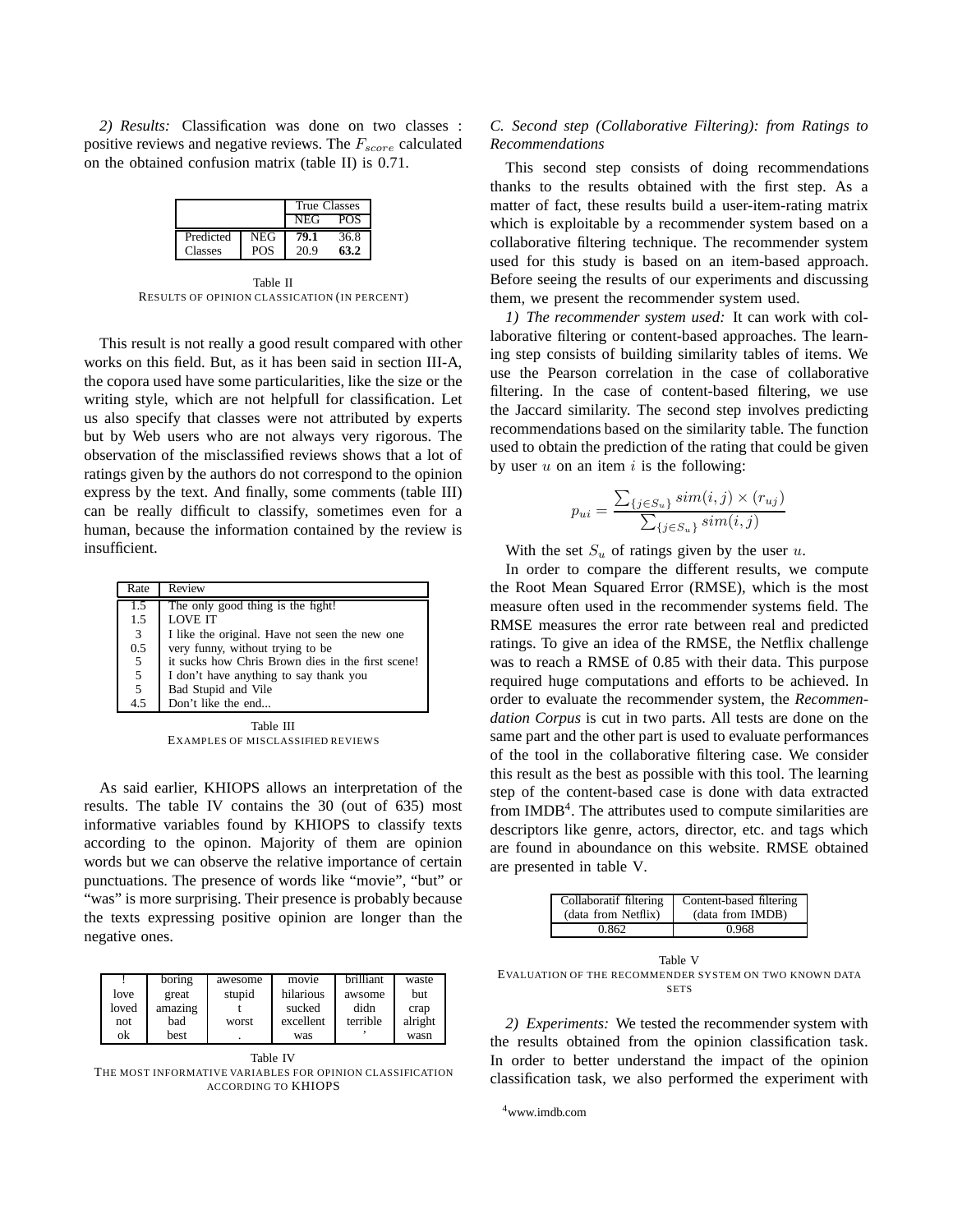*2) Results:* Classification was done on two classes : positive reviews and negative reviews. The $F_{score}$ calculated on the obtained confusion matrix (table II) is 0.71.

| | | True Classes | |
|---|---|---|---|
| | | NEG | POS |
| Predicted | NEG | **79.1** | 36.8 |
| Classes | POS | 20.9 | **63.2** |

Table II
RESULTS OF OPINION CLASSICATION (IN PERCENT)

This result is not really a good result compared with other works on this field. But, as it has been said in section III-A, the copora used have some particularities, like the size or the writing style, which are not helpfull for classification. Let us also specify that classes were not attributed by experts but by Web users who are not always very rigorous. The observation of the misclassified reviews shows that a lot of ratings given by the authors do not correspond to the opinion express by the text. And finally, some comments (table III) can be really difficult to classify, sometimes even for a human, because the information contained by the review is insufficient.

| Rate | Review |
|---|---|
| 1.5 | The only good thing is the fight! |
| 1.5 | LOVE IT |
| 3 | I like the original. Have not seen the new one |
| 0.5 | very funny, without trying to be |
| 5 | it sucks how Chris Brown dies in the first scene! |
| 5 | I don't have anything to say thank you |
| 5 | Bad Stupid and Vile |
| 4.5 | Don't like the end... |

Table III
EXAMPLES OF MISCLASSIFIED REVIEWS

As said earlier, KHIOPS allows an interpretation of the results. The table IV contains the 30 (out of 635) most informative variables found by KHIOPS to classify texts according to the opinon. Majority of them are opinion words but we can observe the relative importance of certain punctuations. The presence of words like "movie", "but" or "was" is more surprising. Their presence is probably because the texts expressing positive opinion are longer than the negative ones.

| ! | boring | awesome | movie | brilliant | waste |
|---|---|---|---|---|---|
| love | great | stupid | hilarious | awsome | but |
| loved | amazing | t | sucked | didn | crap |
| not | bad | worst | excellent | terrible | alright |
| ok | best | . | was | , | wasn |

Table IV
THE MOST INFORMATIVE VARIABLES FOR OPINION CLASSIFICATION ACCORDING TO KHIOPS

### C. Second step (Collaborative Filtering): from Ratings to Recommendations

This second step consists of doing recommendations thanks to the results obtained with the first step. As a matter of fact, these results build a user-item-rating matrix which is exploitable by a recommender system based on a collaborative filtering technique. The recommender system used for this study is based on an item-based approach. Before seeing the results of our experiments and discussing them, we present the recommender system used.

*1) The recommender system used:* It can work with collaborative filtering or content-based approaches. The learning step consists of building similarity tables of items. We use the Pearson correlation in the case of collaborative filtering. In the case of content-based filtering, we use the Jaccard similarity. The second step involves predicting recommendations based on the similarity table. The function used to obtain the prediction of the rating that could be given by user $u$ on an item $i$ is the following:

$$p_{ui} = \frac{\sum_{\{j \in S_u\}} sim(i,j) \times (r_{uj})}{\sum_{\{j \in S_u\}} sim(i,j)}$$

With the set $S_u$ of ratings given by the user $u$.

In order to compare the different results, we compute the Root Mean Squared Error (RMSE), which is the most measure often used in the recommender systems field. The RMSE measures the error rate between real and predicted ratings. To give an idea of the RMSE, the Netflix challenge was to reach a RMSE of 0.85 with their data. This purpose required huge computations and efforts to be achieved. In order to evaluate the recommender system, the *Recommendation Corpus* is cut in two parts. All tests are done on the same part and the other part is used to evaluate performances of the tool in the collaborative filtering case. We consider this result as the best as possible with this tool. The learning step of the content-based case is done with data extracted from IMDB[4]. The attributes used to compute similarities are descriptors like genre, actors, director, etc. and tags which are found in aboundance on this website. RMSE obtained are presented in table V.

| Collaboratif filtering (data from Netflix) | Content-based filtering (data from IMDB) |
|---|---|
| 0.862 | 0.968 |

Table V
EVALUATION OF THE RECOMMENDER SYSTEM ON TWO KNOWN DATA SETS

*2) Experiments:* We tested the recommender system with the results obtained from the opinion classification task. In order to better understand the impact of the opinion classification task, we also performed the experiment with

[4]www.imdb.com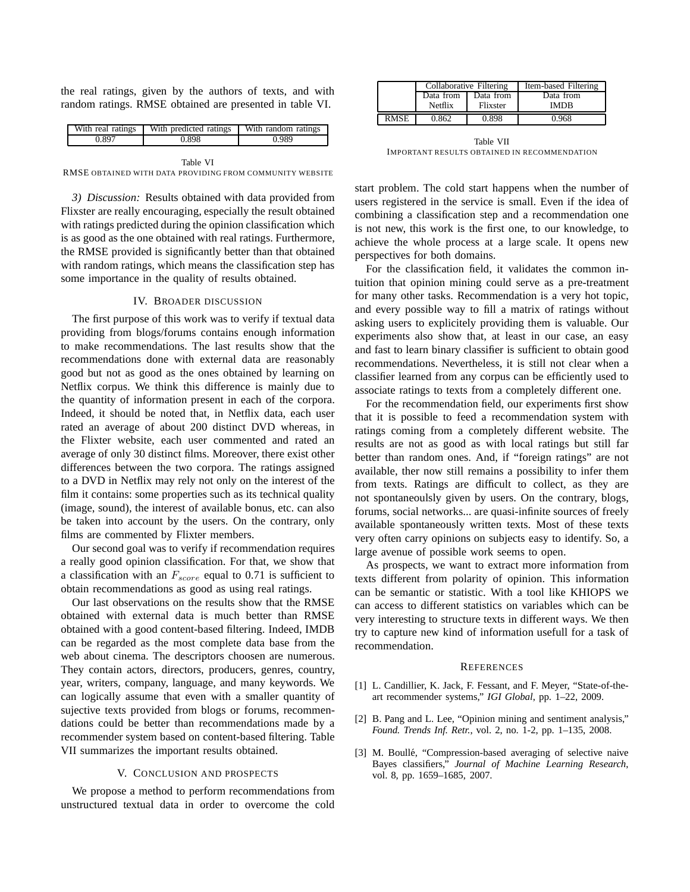the real ratings, given by the authors of texts, and with random ratings. RMSE obtained are presented in table VI.

| With real ratings | With predicted ratings | With random ratings |
|---|---|---|
| 0.897 | 0.898 | 0.989 |

Table VI
RMSE OBTAINED WITH DATA PROVIDING FROM COMMUNITY WEBSITE

*3) Discussion:* Results obtained with data provided from Flixster are really encouraging, especially the result obtained with ratings predicted during the opinion classification which is as good as the one obtained with real ratings. Furthermore, the RMSE provided is significantly better than that obtained with random ratings, which means the classification step has some importance in the quality of results obtained.

## IV. Broader discussion

The first purpose of this work was to verify if textual data providing from blogs/forums contains enough information to make recommendations. The last results show that the recommendations done with external data are reasonably good but not as good as the ones obtained by learning on Netflix corpus. We think this difference is mainly due to the quantity of information present in each of the corpora. Indeed, it should be noted that, in Netflix data, each user rated an average of about 200 distinct DVD whereas, in the Flixter website, each user commented and rated an average of only 30 distinct films. Moreover, there exist other differences between the two corpora. The ratings assigned to a DVD in Netflix may rely not only on the interest of the film it contains: some properties such as its technical quality (image, sound), the interest of available bonus, etc. can also be taken into account by the users. On the contrary, only films are commented by Flixter members.

Our second goal was to verify if recommendation requires a really good opinion classification. For that, we show that a classification with an $F_{score}$ equal to 0.71 is sufficient to obtain recommendations as good as using real ratings.

Our last observations on the results show that the RMSE obtained with external data is much better than RMSE obtained with a good content-based filtering. Indeed, IMDB can be regarded as the most complete data base from the web about cinema. The descriptors choosen are numerous. They contain actors, directors, producers, genres, country, year, writers, company, language, and many keywords. We can logically assume that even with a smaller quantity of sujective texts provided from blogs or forums, recommendations could be better than recommendations made by a recommender system based on content-based filtering. Table VII summarizes the important results obtained.

| | Collaborative Filtering | | Item-based Filtering |
|---|---|---|---|
| | Data from Netflix | Data from Flixster | Data from IMDB |
| RMSE | 0.862 | 0.898 | 0.968 |

Table VII
IMPORTANT RESULTS OBTAINED IN RECOMMENDATION

## V. Conclusion and prospects

We propose a method to perform recommendations from unstructured textual data in order to overcome the cold start problem. The cold start happens when the number of users registered in the service is small. Even if the idea of combining a classification step and a recommendation one is not new, this work is the first one, to our knowledge, to achieve the whole process at a large scale. It opens new perspectives for both domains.

For the classification field, it validates the common intuition that opinion mining could serve as a pre-treatment for many other tasks. Recommendation is a very hot topic, and every possible way to fill a matrix of ratings without asking users to explicitely providing them is valuable. Our experiments also show that, at least in our case, an easy and fast to learn binary classifier is sufficient to obtain good recommendations. Nevertheless, it is still not clear when a classifier learned from any corpus can be efficiently used to associate ratings to texts from a completely different one.

For the recommendation field, our experiments first show that it is possible to feed a recommendation system with ratings coming from a completely different website. The results are not as good as with local ratings but still far better than random ones. And, if "foreign ratings" are not available, ther now still remains a possibility to infer them from texts. Ratings are difficult to collect, as they are not spontaneoulsly given by users. On the contrary, blogs, forums, social networks... are quasi-infinite sources of freely available spontaneously written texts. Most of these texts very often carry opinions on subjects easy to identify. So, a large avenue of possible work seems to open.

As prospects, we want to extract more information from texts different from polarity of opinion. This information can be semantic or statistic. With a tool like KHIOPS we can access to different statistics on variables which can be very interesting to structure texts in different ways. We then try to capture new kind of information usefull for a task of recommendation.

## References

[1] L. Candillier, K. Jack, F. Fessant, and F. Meyer, "State-of-the-art recommender systems," *IGI Global*, pp. 1–22, 2009.

[2] B. Pang and L. Lee, "Opinion mining and sentiment analysis," *Found. Trends Inf. Retr.*, vol. 2, no. 1-2, pp. 1–135, 2008.

[3] M. Boullé, "Compression-based averaging of selective naive Bayes classifiers," *Journal of Machine Learning Research*, vol. 8, pp. 1659–1685, 2007.